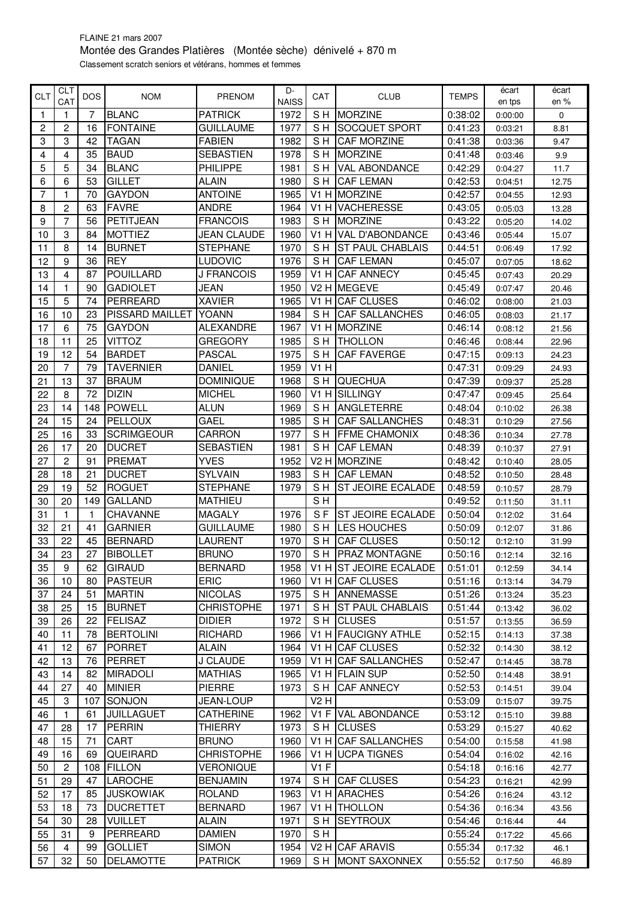FLAINE 21 mars 2007

Montée des Grandes Platières (Montée sèche) dénivelé + 870 m

Classement scratch seniors et vétérans, hommes et femmes

| CLT | CLT CAT | DOS | NOM | PRENOM | D-NAISS | CAT | CLUB | TEMPS | écart en tps | écart en % |
|---|---|---|---|---|---|---|---|---|---|---|
| 1 | 1 | 7 | BLANC | PATRICK | 1972 | S H | MORZINE | 0:38:02 | 0:00:00 | 0 |
| 2 | 2 | 16 | FONTAINE | GUILLAUME | 1977 | S H | SOCQUET SPORT | 0:41:23 | 0:03:21 | 8.81 |
| 3 | 3 | 42 | TAGAN | FABIEN | 1982 | S H | CAF MORZINE | 0:41:38 | 0:03:36 | 9.47 |
| 4 | 4 | 35 | BAUD | SEBASTIEN | 1978 | S H | MORZINE | 0:41:48 | 0:03:46 | 9.9 |
| 5 | 5 | 34 | BLANC | PHILIPPE | 1981 | S H | VAL ABONDANCE | 0:42:29 | 0:04:27 | 11.7 |
| 6 | 6 | 53 | GILLET | ALAIN | 1980 | S H | CAF LEMAN | 0:42:53 | 0:04:51 | 12.75 |
| 7 | 1 | 70 | GAYDON | ANTOINE | 1965 | V1 H | MORZINE | 0:42:57 | 0:04:55 | 12.93 |
| 8 | 2 | 63 | FAVRE | ANDRE | 1964 | V1 H | VACHERESSE | 0:43:05 | 0:05:03 | 13.28 |
| 9 | 7 | 56 | PETITJEAN | FRANCOIS | 1983 | S H | MORZINE | 0:43:22 | 0:05:20 | 14.02 |
| 10 | 3 | 84 | MOTTIEZ | JEAN CLAUDE | 1960 | V1 H | VAL D'ABONDANCE | 0:43:46 | 0:05:44 | 15.07 |
| 11 | 8 | 14 | BURNET | STEPHANE | 1970 | S H | ST PAUL CHABLAIS | 0:44:51 | 0:06:49 | 17.92 |
| 12 | 9 | 36 | REY | LUDOVIC | 1976 | S H | CAF LEMAN | 0:45:07 | 0:07:05 | 18.62 |
| 13 | 4 | 87 | POUILLARD | J FRANCOIS | 1959 | V1 H | CAF ANNECY | 0:45:45 | 0:07:43 | 20.29 |
| 14 | 1 | 90 | GADIOLET | JEAN | 1950 | V2 H | MEGEVE | 0:45:49 | 0:07:47 | 20.46 |
| 15 | 5 | 74 | PERREARD | XAVIER | 1965 | V1 H | CAF CLUSES | 0:46:02 | 0:08:00 | 21.03 |
| 16 | 10 | 23 | PISSARD MAILLET | YOANN | 1984 | S H | CAF SALLANCHES | 0:46:05 | 0:08:03 | 21.17 |
| 17 | 6 | 75 | GAYDON | ALEXANDRE | 1967 | V1 H | MORZINE | 0:46:14 | 0:08:12 | 21.56 |
| 18 | 11 | 25 | VITTOZ | GREGORY | 1985 | S H | THOLLON | 0:46:46 | 0:08:44 | 22.96 |
| 19 | 12 | 54 | BARDET | PASCAL | 1975 | S H | CAF FAVERGE | 0:47:15 | 0:09:13 | 24.23 |
| 20 | 7 | 79 | TAVERNIER | DANIEL | 1959 | V1 H | | 0:47:31 | 0:09:29 | 24.93 |
| 21 | 13 | 37 | BRAUM | DOMINIQUE | 1968 | S H | QUECHUA | 0:47:39 | 0:09:37 | 25.28 |
| 22 | 8 | 72 | DIZIN | MICHEL | 1960 | V1 H | SILLINGY | 0:47:47 | 0:09:45 | 25.64 |
| 23 | 14 | 148 | POWELL | ALUN | 1969 | S H | ANGLETERRE | 0:48:04 | 0:10:02 | 26.38 |
| 24 | 15 | 24 | PELLOUX | GAEL | 1985 | S H | CAF SALLANCHES | 0:48:31 | 0:10:29 | 27.56 |
| 25 | 16 | 33 | SCRIMGEOUR | CARRON | 1977 | S H | FFME CHAMONIX | 0:48:36 | 0:10:34 | 27.78 |
| 26 | 17 | 20 | DUCRET | SEBASTIEN | 1981 | S H | CAF LEMAN | 0:48:39 | 0:10:37 | 27.91 |
| 27 | 2 | 91 | PREMAT | YVES | 1952 | V2 H | MORZINE | 0:48:42 | 0:10:40 | 28.05 |
| 28 | 18 | 21 | DUCRET | SYLVAIN | 1983 | S H | CAF LEMAN | 0:48:52 | 0:10:50 | 28.48 |
| 29 | 19 | 52 | ROGUET | STEPHANE | 1979 | S H | ST JEOIRE ECALADE | 0:48:59 | 0:10:57 | 28.79 |
| 30 | 20 | 149 | GALLAND | MATHIEU | | S H | | 0:49:52 | 0:11:50 | 31.11 |
| 31 | 1 | 1 | CHAVANNE | MAGALY | 1976 | S F | ST JEOIRE ECALADE | 0:50:04 | 0:12:02 | 31.64 |
| 32 | 21 | 41 | GARNIER | GUILLAUME | 1980 | S H | LES HOUCHES | 0:50:09 | 0:12:07 | 31.86 |
| 33 | 22 | 45 | BERNARD | LAURENT | 1970 | S H | CAF CLUSES | 0:50:12 | 0:12:10 | 31.99 |
| 34 | 23 | 27 | BIBOLLET | BRUNO | 1970 | S H | PRAZ MONTAGNE | 0:50:16 | 0:12:14 | 32.16 |
| 35 | 9 | 62 | GIRAUD | BERNARD | 1958 | V1 H | ST JEOIRE ECALADE | 0:51:01 | 0:12:59 | 34.14 |
| 36 | 10 | 80 | PASTEUR | ERIC | 1960 | V1 H | CAF CLUSES | 0:51:16 | 0:13:14 | 34.79 |
| 37 | 24 | 51 | MARTIN | NICOLAS | 1975 | S H | ANNEMASSE | 0:51:26 | 0:13:24 | 35.23 |
| 38 | 25 | 15 | BURNET | CHRISTOPHE | 1971 | S H | ST PAUL CHABLAIS | 0:51:44 | 0:13:42 | 36.02 |
| 39 | 26 | 22 | FELISAZ | DIDIER | 1972 | S H | CLUSES | 0:51:57 | 0:13:55 | 36.59 |
| 40 | 11 | 78 | BERTOLINI | RICHARD | 1966 | V1 H | FAUCIGNY ATHLE | 0:52:15 | 0:14:13 | 37.38 |
| 41 | 12 | 67 | PORRET | ALAIN | 1964 | V1 H | CAF CLUSES | 0:52:32 | 0:14:30 | 38.12 |
| 42 | 13 | 76 | PERRET | J CLAUDE | 1959 | V1 H | CAF SALLANCHES | 0:52:47 | 0:14:45 | 38.78 |
| 43 | 14 | 82 | MIRADOLI | MATHIAS | 1965 | V1 H | FLAIN SUP | 0:52:50 | 0:14:48 | 38.91 |
| 44 | 27 | 40 | MINIER | PIERRE | 1973 | S H | CAF ANNECY | 0:52:53 | 0:14:51 | 39.04 |
| 45 | 3 | 107 | SONJON | JEAN-LOUP | | V2 H | | 0:53:09 | 0:15:07 | 39.75 |
| 46 | 1 | 61 | JUILLAGUET | CATHERINE | 1962 | V1 F | VAL ABONDANCE | 0:53:12 | 0:15:10 | 39.88 |
| 47 | 28 | 17 | PERRIN | THIERRY | 1973 | S H | CLUSES | 0:53:29 | 0:15:27 | 40.62 |
| 48 | 15 | 71 | CART | BRUNO | 1960 | V1 H | CAF SALLANCHES | 0:54:00 | 0:15:58 | 41.98 |
| 49 | 16 | 69 | QUEIRARD | CHRISTOPHE | 1966 | V1 H | UCPA TIGNES | 0:54:04 | 0:16:02 | 42.16 |
| 50 | 2 | 108 | FILLON | VERONIQUE | | V1 F | | 0:54:18 | 0:16:16 | 42.77 |
| 51 | 29 | 47 | LAROCHE | BENJAMIN | 1974 | S H | CAF CLUSES | 0:54:23 | 0:16:21 | 42.99 |
| 52 | 17 | 85 | JUSKOWIAK | ROLAND | 1963 | V1 H | ARACHES | 0:54:26 | 0:16:24 | 43.12 |
| 53 | 18 | 73 | DUCRETTET | BERNARD | 1967 | V1 H | THOLLON | 0:54:36 | 0:16:34 | 43.56 |
| 54 | 30 | 28 | VUILLET | ALAIN | 1971 | S H | SEYTROUX | 0:54:46 | 0:16:44 | 44 |
| 55 | 31 | 9 | PERREARD | DAMIEN | 1970 | S H | | 0:55:24 | 0:17:22 | 45.66 |
| 56 | 4 | 99 | GOLLIET | SIMON | 1954 | V2 H | CAF ARAVIS | 0:55:34 | 0:17:32 | 46.1 |
| 57 | 32 | 50 | DELAMOTTE | PATRICK | 1969 | S H | MONT SAXONNEX | 0:55:52 | 0:17:50 | 46.89 |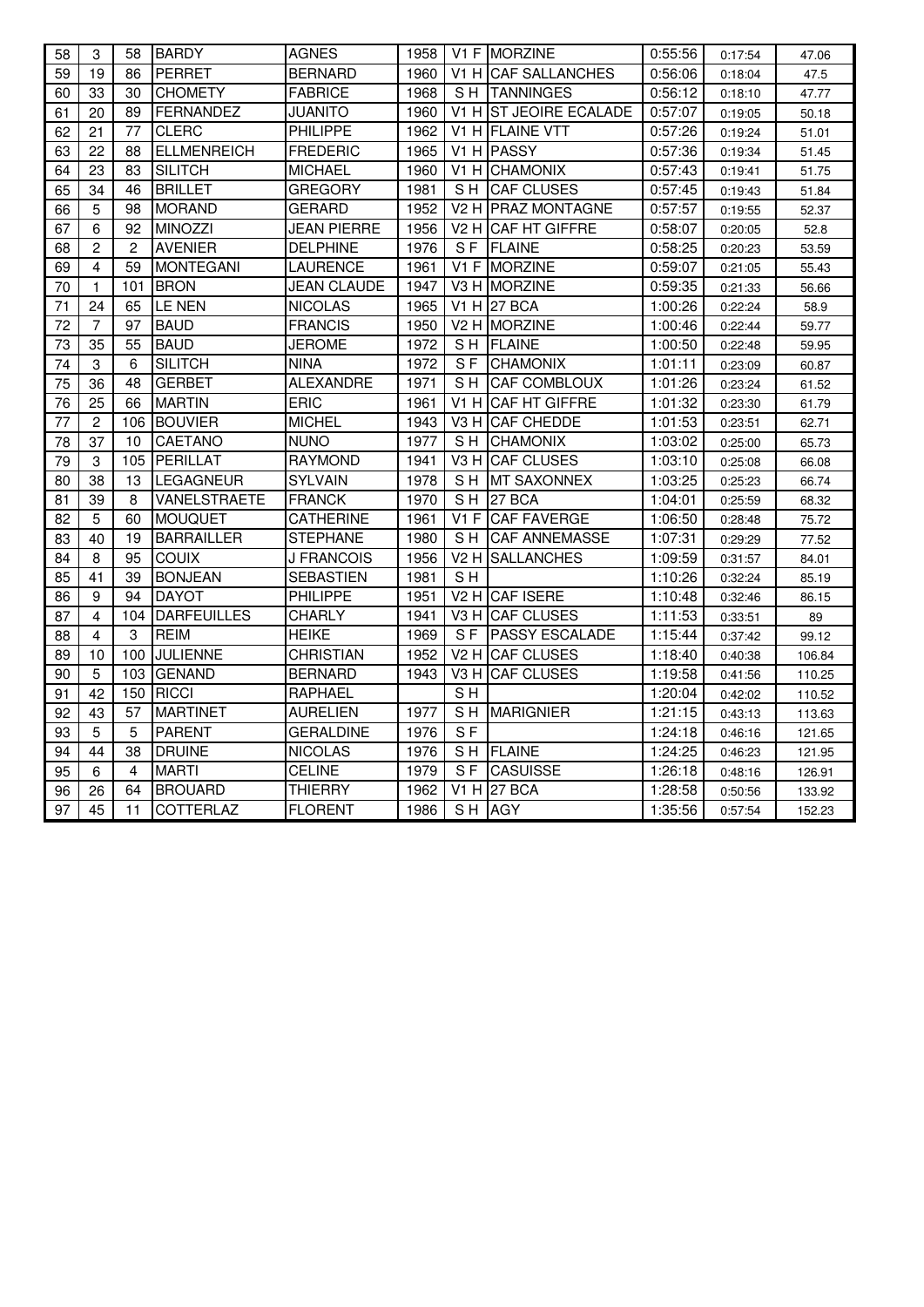| | | | | | | | | | | |
|---|---|---|---|---|---|---|---|---|---|---|
| 58 | 3 | 58 | BARDY | AGNES | 1958 | V1 F | MORZINE | 0:55:56 | 0:17:54 | 47.06 |
| 59 | 19 | 86 | PERRET | BERNARD | 1960 | V1 H | CAF SALLANCHES | 0:56:06 | 0:18:04 | 47.5 |
| 60 | 33 | 30 | CHOMETY | FABRICE | 1968 | S H | TANNINGES | 0:56:12 | 0:18:10 | 47.77 |
| 61 | 20 | 89 | FERNANDEZ | JUANITO | 1960 | V1 H | ST JEOIRE ECALADE | 0:57:07 | 0:19:05 | 50.18 |
| 62 | 21 | 77 | CLERC | PHILIPPE | 1962 | V1 H | FLAINE VTT | 0:57:26 | 0:19:24 | 51.01 |
| 63 | 22 | 88 | ELLMENREICH | FREDERIC | 1965 | V1 H | PASSY | 0:57:36 | 0:19:34 | 51.45 |
| 64 | 23 | 83 | SILITCH | MICHAEL | 1960 | V1 H | CHAMONIX | 0:57:43 | 0:19:41 | 51.75 |
| 65 | 34 | 46 | BRILLET | GREGORY | 1981 | S H | CAF CLUSES | 0:57:45 | 0:19:43 | 51.84 |
| 66 | 5 | 98 | MORAND | GERARD | 1952 | V2 H | PRAZ MONTAGNE | 0:57:57 | 0:19:55 | 52.37 |
| 67 | 6 | 92 | MINOZZI | JEAN PIERRE | 1956 | V2 H | CAF HT GIFFRE | 0:58:07 | 0:20:05 | 52.8 |
| 68 | 2 | 2 | AVENIER | DELPHINE | 1976 | S F | FLAINE | 0:58:25 | 0:20:23 | 53.59 |
| 69 | 4 | 59 | MONTEGANI | LAURENCE | 1961 | V1 F | MORZINE | 0:59:07 | 0:21:05 | 55.43 |
| 70 | 1 | 101 | BRON | JEAN CLAUDE | 1947 | V3 H | MORZINE | 0:59:35 | 0:21:33 | 56.66 |
| 71 | 24 | 65 | LE NEN | NICOLAS | 1965 | V1 H | 27 BCA | 1:00:26 | 0:22:24 | 58.9 |
| 72 | 7 | 97 | BAUD | FRANCIS | 1950 | V2 H | MORZINE | 1:00:46 | 0:22:44 | 59.77 |
| 73 | 35 | 55 | BAUD | JEROME | 1972 | S H | FLAINE | 1:00:50 | 0:22:48 | 59.95 |
| 74 | 3 | 6 | SILITCH | NINA | 1972 | S F | CHAMONIX | 1:01:11 | 0:23:09 | 60.87 |
| 75 | 36 | 48 | GERBET | ALEXANDRE | 1971 | S H | CAF COMBLOUX | 1:01:26 | 0:23:24 | 61.52 |
| 76 | 25 | 66 | MARTIN | ERIC | 1961 | V1 H | CAF HT GIFFRE | 1:01:32 | 0:23:30 | 61.79 |
| 77 | 2 | 106 | BOUVIER | MICHEL | 1943 | V3 H | CAF CHEDDE | 1:01:53 | 0:23:51 | 62.71 |
| 78 | 37 | 10 | CAETANO | NUNO | 1977 | S H | CHAMONIX | 1:03:02 | 0:25:00 | 65.73 |
| 79 | 3 | 105 | PERILLAT | RAYMOND | 1941 | V3 H | CAF CLUSES | 1:03:10 | 0:25:08 | 66.08 |
| 80 | 38 | 13 | LEGAGNEUR | SYLVAIN | 1978 | S H | MT SAXONNEX | 1:03:25 | 0:25:23 | 66.74 |
| 81 | 39 | 8 | VANELSTRAETE | FRANCK | 1970 | S H | 27 BCA | 1:04:01 | 0:25:59 | 68.32 |
| 82 | 5 | 60 | MOUQUET | CATHERINE | 1961 | V1 F | CAF FAVERGE | 1:06:50 | 0:28:48 | 75.72 |
| 83 | 40 | 19 | BARRAILLER | STEPHANE | 1980 | S H | CAF ANNEMASSE | 1:07:31 | 0:29:29 | 77.52 |
| 84 | 8 | 95 | COUIX | J FRANCOIS | 1956 | V2 H | SALLANCHES | 1:09:59 | 0:31:57 | 84.01 |
| 85 | 41 | 39 | BONJEAN | SEBASTIEN | 1981 | S H | | 1:10:26 | 0:32:24 | 85.19 |
| 86 | 9 | 94 | DAYOT | PHILIPPE | 1951 | V2 H | CAF ISERE | 1:10:48 | 0:32:46 | 86.15 |
| 87 | 4 | 104 | DARFEUILLES | CHARLY | 1941 | V3 H | CAF CLUSES | 1:11:53 | 0:33:51 | 89 |
| 88 | 4 | 3 | REIM | HEIKE | 1969 | S F | PASSY ESCALADE | 1:15:44 | 0:37:42 | 99.12 |
| 89 | 10 | 100 | JULIENNE | CHRISTIAN | 1952 | V2 H | CAF CLUSES | 1:18:40 | 0:40:38 | 106.84 |
| 90 | 5 | 103 | GENAND | BERNARD | 1943 | V3 H | CAF CLUSES | 1:19:58 | 0:41:56 | 110.25 |
| 91 | 42 | 150 | RICCI | RAPHAEL | | S H | | 1:20:04 | 0:42:02 | 110.52 |
| 92 | 43 | 57 | MARTINET | AURELIEN | 1977 | S H | MARIGNIER | 1:21:15 | 0:43:13 | 113.63 |
| 93 | 5 | 5 | PARENT | GERALDINE | 1976 | S F | | 1:24:18 | 0:46:16 | 121.65 |
| 94 | 44 | 38 | DRUINE | NICOLAS | 1976 | S H | FLAINE | 1:24:25 | 0:46:23 | 121.95 |
| 95 | 6 | 4 | MARTI | CELINE | 1979 | S F | CASUISSE | 1:26:18 | 0:48:16 | 126.91 |
| 96 | 26 | 64 | BROUARD | THIERRY | 1962 | V1 H | 27 BCA | 1:28:58 | 0:50:56 | 133.92 |
| 97 | 45 | 11 | COTTERLAZ | FLORENT | 1986 | S H | AGY | 1:35:56 | 0:57:54 | 152.23 |